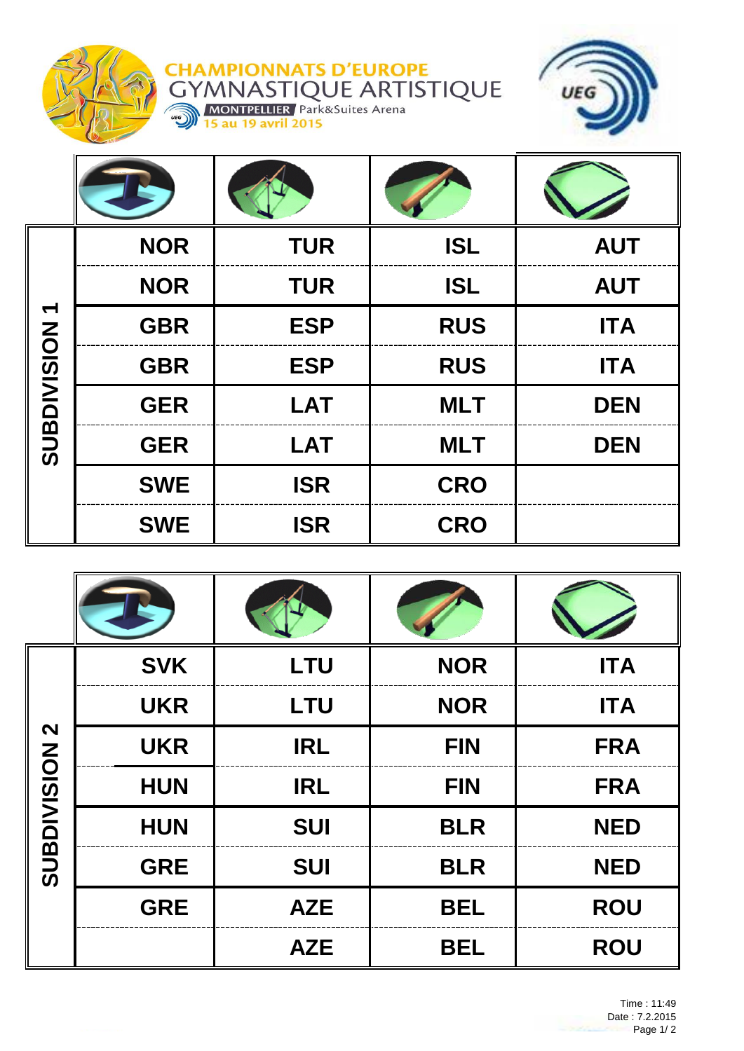# CHAMPIONNATS D'EUROPE GYMNASTIQUE ARTISTIQUE

MONTPELLIER Park&Suites Arena

15 au 19 avril 2015

UEG

## SUBDIVISION 1

| Vault | Uneven Bars | Beam | Floor |
|---|---|---|---|
| NOR | TUR | ISL | AUT |
| NOR | TUR | ISL | AUT |
| GBR | ESP | RUS | ITA |
| GBR | ESP | RUS | ITA |
| GER | LAT | MLT | DEN |
| GER | LAT | MLT | DEN |
| SWE | ISR | CRO | |
| SWE | ISR | CRO | |

## SUBDIVISION 2

| Vault | Uneven Bars | Beam | Floor |
|---|---|---|---|
| SVK | LTU | NOR | ITA |
| UKR | LTU | NOR | ITA |
| UKR | IRL | FIN | FRA |
| HUN | IRL | FIN | FRA |
| HUN | SUI | BLR | NED |
| GRE | SUI | BLR | NED |
| GRE | AZE | BEL | ROU |
| | AZE | BEL | ROU |

Time : 11:49
Date : 7.2.2015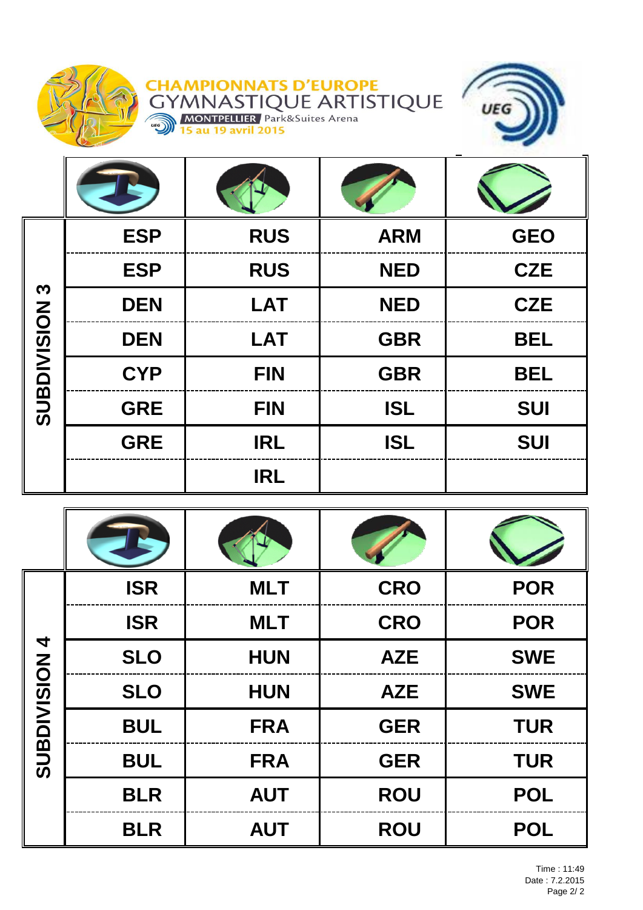CHAMPIONNATS D'EUROPE
GYMNASTIQUE ARTISTIQUE
MONTPELLIER Park&Suites Arena
15 au 19 avril 2015

UEG

## SUBDIVISION 3

| | | | |
|---|---|---|---|
| ESP | RUS | ARM | GEO |
| ESP | RUS | NED | CZE |
| DEN | LAT | NED | CZE |
| DEN | LAT | GBR | BEL |
| CYP | FIN | GBR | BEL |
| GRE | FIN | ISL | SUI |
| GRE | IRL | ISL | SUI |
| | IRL | | |

## SUBDIVISION 4

| | | | |
|---|---|---|---|
| ISR | MLT | CRO | POR |
| ISR | MLT | CRO | POR |
| SLO | HUN | AZE | SWE |
| SLO | HUN | AZE | SWE |
| BUL | FRA | GER | TUR |
| BUL | FRA | GER | TUR |
| BLR | AUT | ROU | POL |
| BLR | AUT | ROU | POL |

Time : 11:49
Date : 7.2.2015